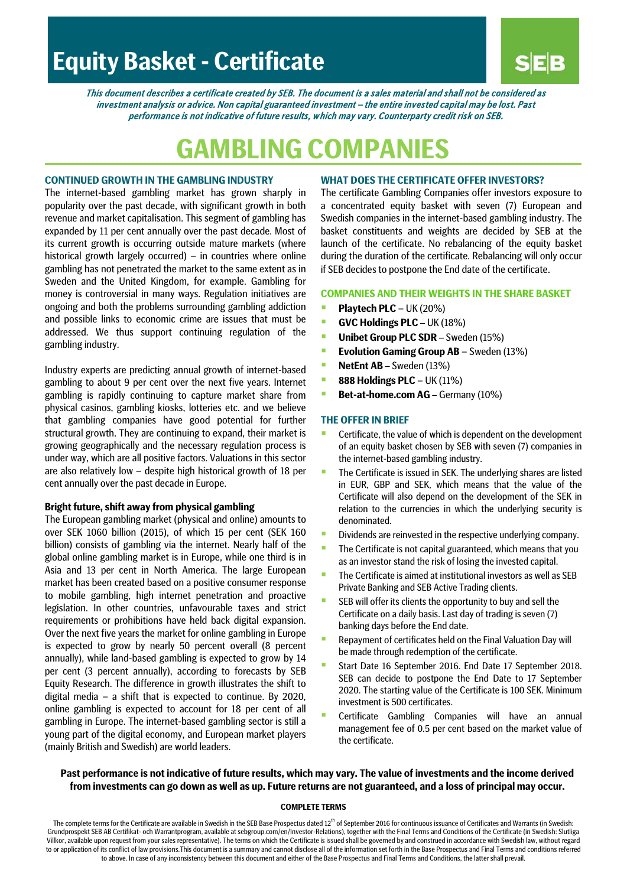# Equity Basket - Certificate

SEB

*This document describes a certificate created by SEB. The document is a sales material and shall not be considered as investment analysis or advice. Non capital guaranteed investment – the entire invested capital may be lost. Past performance is not indicative of future results, which may vary. Counterparty credit risk on SEB.*

# GAMBLING COMPANIES

## CONTINUED GROWTH IN THE GAMBLING INDUSTRY

The internet-based gambling market has grown sharply in popularity over the past decade, with significant growth in both revenue and market capitalisation. This segment of gambling has expanded by 11 per cent annually over the past decade. Most of its current growth is occurring outside mature markets (where historical growth largely occurred) – in countries where online gambling has not penetrated the market to the same extent as in Sweden and the United Kingdom, for example. Gambling for money is controversial in many ways. Regulation initiatives are ongoing and both the problems surrounding gambling addiction and possible links to economic crime are issues that must be addressed. We thus support continuing regulation of the gambling industry.

Industry experts are predicting annual growth of internet-based gambling to about 9 per cent over the next five years. Internet gambling is rapidly continuing to capture market share from physical casinos, gambling kiosks, lotteries etc. and we believe that gambling companies have good potential for further structural growth. They are continuing to expand, their market is growing geographically and the necessary regulation process is under way, which are all positive factors. Valuations in this sector are also relatively low – despite high historical growth of 18 per cent annually over the past decade in Europe.

### Bright future, shift away from physical gambling

The European gambling market (physical and online) amounts to over SEK 1060 billion (2015), of which 15 per cent (SEK 160 billion) consists of gambling via the internet. Nearly half of the global online gambling market is in Europe, while one third is in Asia and 13 per cent in North America. The large European market has been created based on a positive consumer response to mobile gambling, high internet penetration and proactive legislation. In other countries, unfavourable taxes and strict requirements or prohibitions have held back digital expansion. Over the next five years the market for online gambling in Europe is expected to grow by nearly 50 percent overall (8 percent annually), while land-based gambling is expected to grow by 14 per cent (3 percent annually), according to forecasts by SEB Equity Research. The difference in growth illustrates the shift to digital media – a shift that is expected to continue. By 2020, online gambling is expected to account for 18 per cent of all gambling in Europe. The internet-based gambling sector is still a young part of the digital economy, and European market players (mainly British and Swedish) are world leaders.

## WHAT DOES THE CERTIFICATE OFFER INVESTORS?

The certificate Gambling Companies offer investors exposure to a concentrated equity basket with seven (7) European and Swedish companies in the internet-based gambling industry. The basket constituents and weights are decided by SEB at the launch of the certificate. No rebalancing of the equity basket during the duration of the certificate. Rebalancing will only occur if SEB decides to postpone the End date of the certificate.

## COMPANIES AND THEIR WEIGHTS IN THE SHARE BASKET

- **Playtech PLC** – UK (20%)
- **GVC Holdings PLC** – UK (18%)
- **Unibet Group PLC SDR** – Sweden (15%)
- **Evolution Gaming Group AB** – Sweden (13%)
- **NetEnt AB** – Sweden (13%)
- **888 Holdings PLC** – UK (11%)
- **Bet-at-home.com AG** – Germany (10%)

## THE OFFER IN BRIEF

- Certificate, the value of which is dependent on the development of an equity basket chosen by SEB with seven (7) companies in the internet-based gambling industry.
- The Certificate is issued in SEK. The underlying shares are listed in EUR, GBP and SEK, which means that the value of the Certificate will also depend on the development of the SEK in relation to the currencies in which the underlying security is denominated.
- Dividends are reinvested in the respective underlying company.
- The Certificate is not capital guaranteed, which means that you as an investor stand the risk of losing the invested capital.
- The Certificate is aimed at institutional investors as well as SEB Private Banking and SEB Active Trading clients.
- SEB will offer its clients the opportunity to buy and sell the Certificate on a daily basis. Last day of trading is seven (7) banking days before the End date.
- Repayment of certificates held on the Final Valuation Day will be made through redemption of the certificate.
- Start Date 16 September 2016. End Date 17 September 2018. SEB can decide to postpone the End Date to 17 September 2020. The starting value of the Certificate is 100 SEK. Minimum investment is 500 certificates.
- Certificate Gambling Companies will have an annual management fee of 0.5 per cent based on the market value of the certificate.

**Past performance is not indicative of future results, which may vary. The value of investments and the income derived from investments can go down as well as up. Future returns are not guaranteed, and a loss of principal may occur.**

**COMPLETE TERMS**

The complete terms for the Certificate are available in Swedish in the SEB Base Prospectus dated 12th of September 2016 for continuous issuance of Certificates and Warrants (in Swedish: Grundprospekt SEB AB Certifikat- och Warrantprogram, available at sebgroup.com/en/Investor-Relations), together with the Final Terms and Conditions of the Certificate (in Swedish: Slutliga Villkor, available upon request from your sales representative). The terms on which the Certificate is issued shall be governed by and construed in accordance with Swedish law, without regard to or application of its conflict of law provisions.This document is a summary and cannot disclose all of the information set forth in the Base Prospectus and Final Terms and conditions referred to above. In case of any inconsistency between this document and either of the Base Prospectus and Final Terms and Conditions, the latter shall prevail.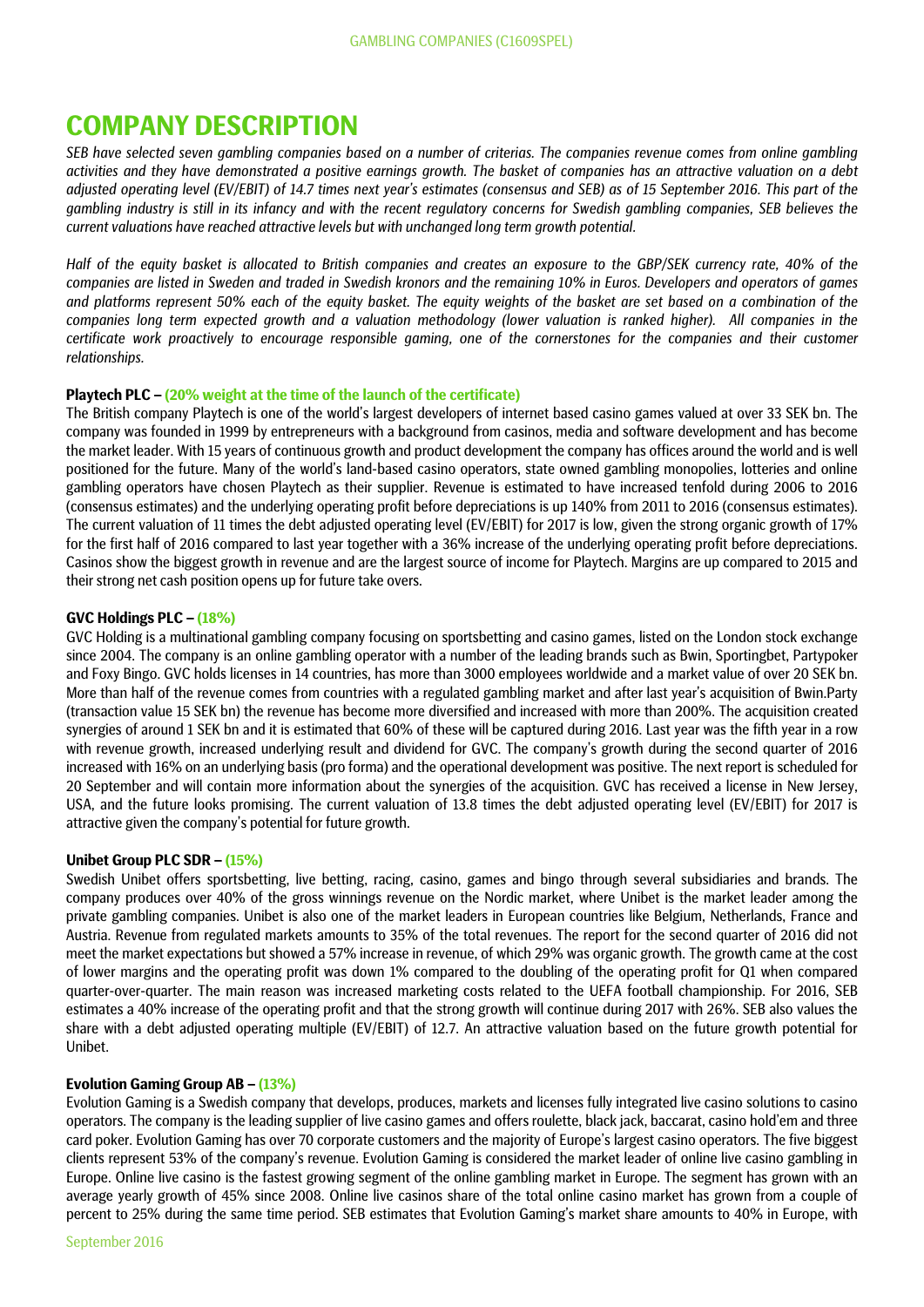# COMPANY DESCRIPTION

*SEB have selected seven gambling companies based on a number of criterias. The companies revenue comes from online gambling activities and they have demonstrated a positive earnings growth. The basket of companies has an attractive valuation on a debt adjusted operating level (EV/EBIT) of 14.7 times next year's estimates (consensus and SEB) as of 15 September 2016. This part of the gambling industry is still in its infancy and with the recent regulatory concerns for Swedish gambling companies, SEB believes the current valuations have reached attractive levels but with unchanged long term growth potential.*

*Half of the equity basket is allocated to British companies and creates an exposure to the GBP/SEK currency rate, 40% of the companies are listed in Sweden and traded in Swedish kronors and the remaining 10% in Euros. Developers and operators of games and platforms represent 50% each of the equity basket. The equity weights of the basket are set based on a combination of the companies long term expected growth and a valuation methodology (lower valuation is ranked higher). All companies in the certificate work proactively to encourage responsible gaming, one of the cornerstones for the companies and their customer relationships.*

**Playtech PLC – (20% weight at the time of the launch of the certificate)**

The British company Playtech is one of the world's largest developers of internet based casino games valued at over 33 SEK bn. The company was founded in 1999 by entrepreneurs with a background from casinos, media and software development and has become the market leader. With 15 years of continuous growth and product development the company has offices around the world and is well positioned for the future. Many of the world's land-based casino operators, state owned gambling monopolies, lotteries and online gambling operators have chosen Playtech as their supplier. Revenue is estimated to have increased tenfold during 2006 to 2016 (consensus estimates) and the underlying operating profit before depreciations is up 140% from 2011 to 2016 (consensus estimates). The current valuation of 11 times the debt adjusted operating level (EV/EBIT) for 2017 is low, given the strong organic growth of 17% for the first half of 2016 compared to last year together with a 36% increase of the underlying operating profit before depreciations. Casinos show the biggest growth in revenue and are the largest source of income for Playtech. Margins are up compared to 2015 and their strong net cash position opens up for future take overs.

**GVC Holdings PLC – (18%)**

GVC Holding is a multinational gambling company focusing on sportsbetting and casino games, listed on the London stock exchange since 2004. The company is an online gambling operator with a number of the leading brands such as Bwin, Sportingbet, Partypoker and Foxy Bingo. GVC holds licenses in 14 countries, has more than 3000 employees worldwide and a market value of over 20 SEK bn. More than half of the revenue comes from countries with a regulated gambling market and after last year's acquisition of Bwin.Party (transaction value 15 SEK bn) the revenue has become more diversified and increased with more than 200%. The acquisition created synergies of around 1 SEK bn and it is estimated that 60% of these will be captured during 2016. Last year was the fifth year in a row with revenue growth, increased underlying result and dividend for GVC. The company's growth during the second quarter of 2016 increased with 16% on an underlying basis (pro forma) and the operational development was positive. The next report is scheduled for 20 September and will contain more information about the synergies of the acquisition. GVC has received a license in New Jersey, USA, and the future looks promising. The current valuation of 13.8 times the debt adjusted operating level (EV/EBIT) for 2017 is attractive given the company's potential for future growth.

**Unibet Group PLC SDR – (15%)**

Swedish Unibet offers sportsbetting, live betting, racing, casino, games and bingo through several subsidiaries and brands. The company produces over 40% of the gross winnings revenue on the Nordic market, where Unibet is the market leader among the private gambling companies. Unibet is also one of the market leaders in European countries like Belgium, Netherlands, France and Austria. Revenue from regulated markets amounts to 35% of the total revenues. The report for the second quarter of 2016 did not meet the market expectations but showed a 57% increase in revenue, of which 29% was organic growth. The growth came at the cost of lower margins and the operating profit was down 1% compared to the doubling of the operating profit for Q1 when compared quarter-over-quarter. The main reason was increased marketing costs related to the UEFA football championship. For 2016, SEB estimates a 40% increase of the operating profit and that the strong growth will continue during 2017 with 26%. SEB also values the share with a debt adjusted operating multiple (EV/EBIT) of 12.7. An attractive valuation based on the future growth potential for Unibet.

**Evolution Gaming Group AB – (13%)**

Evolution Gaming is a Swedish company that develops, produces, markets and licenses fully integrated live casino solutions to casino operators. The company is the leading supplier of live casino games and offers roulette, black jack, baccarat, casino hold'em and three card poker. Evolution Gaming has over 70 corporate customers and the majority of Europe's largest casino operators. The five biggest clients represent 53% of the company's revenue. Evolution Gaming is considered the market leader of online live casino gambling in Europe. Online live casino is the fastest growing segment of the online gambling market in Europe. The segment has grown with an average yearly growth of 45% since 2008. Online live casinos share of the total online casino market has grown from a couple of percent to 25% during the same time period. SEB estimates that Evolution Gaming's market share amounts to 40% in Europe, with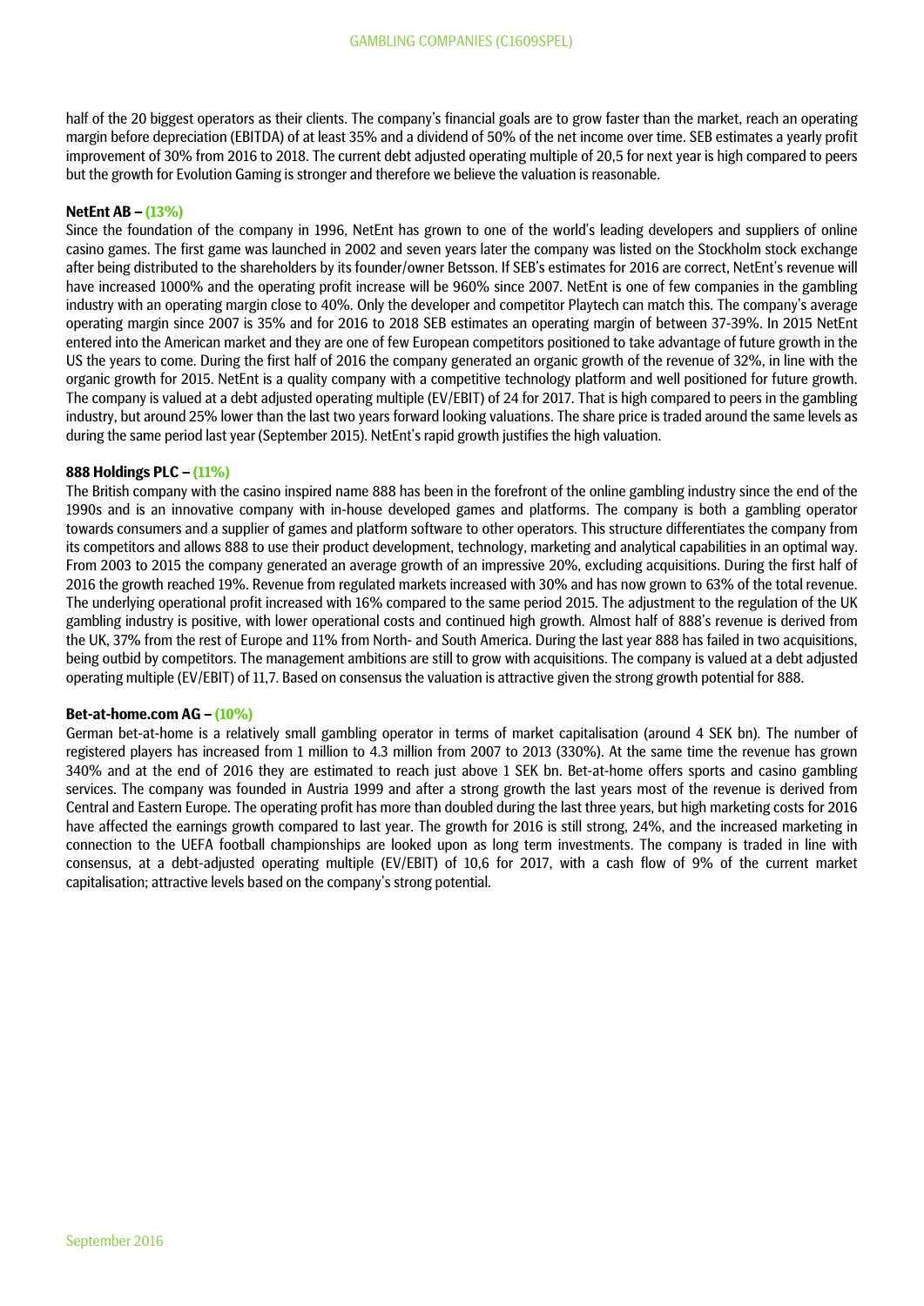half of the 20 biggest operators as their clients. The company's financial goals are to grow faster than the market, reach an operating margin before depreciation (EBITDA) of at least 35% and a dividend of 50% of the net income over time. SEB estimates a yearly profit improvement of 30% from 2016 to 2018. The current debt adjusted operating multiple of 20,5 for next year is high compared to peers but the growth for Evolution Gaming is stronger and therefore we believe the valuation is reasonable.

**NetEnt AB – (13%)**

Since the foundation of the company in 1996, NetEnt has grown to one of the world's leading developers and suppliers of online casino games. The first game was launched in 2002 and seven years later the company was listed on the Stockholm stock exchange after being distributed to the shareholders by its founder/owner Betsson. If SEB's estimates for 2016 are correct, NetEnt's revenue will have increased 1000% and the operating profit increase will be 960% since 2007. NetEnt is one of few companies in the gambling industry with an operating margin close to 40%. Only the developer and competitor Playtech can match this. The company's average operating margin since 2007 is 35% and for 2016 to 2018 SEB estimates an operating margin of between 37-39%. In 2015 NetEnt entered into the American market and they are one of few European competitors positioned to take advantage of future growth in the US the years to come. During the first half of 2016 the company generated an organic growth of the revenue of 32%, in line with the organic growth for 2015. NetEnt is a quality company with a competitive technology platform and well positioned for future growth. The company is valued at a debt adjusted operating multiple (EV/EBIT) of 24 for 2017. That is high compared to peers in the gambling industry, but around 25% lower than the last two years forward looking valuations. The share price is traded around the same levels as during the same period last year (September 2015). NetEnt's rapid growth justifies the high valuation.

**888 Holdings PLC – (11%)**

The British company with the casino inspired name 888 has been in the forefront of the online gambling industry since the end of the 1990s and is an innovative company with in-house developed games and platforms. The company is both a gambling operator towards consumers and a supplier of games and platform software to other operators. This structure differentiates the company from its competitors and allows 888 to use their product development, technology, marketing and analytical capabilities in an optimal way. From 2003 to 2015 the company generated an average growth of an impressive 20%, excluding acquisitions. During the first half of 2016 the growth reached 19%. Revenue from regulated markets increased with 30% and has now grown to 63% of the total revenue. The underlying operational profit increased with 16% compared to the same period 2015. The adjustment to the regulation of the UK gambling industry is positive, with lower operational costs and continued high growth. Almost half of 888's revenue is derived from the UK, 37% from the rest of Europe and 11% from North- and South America. During the last year 888 has failed in two acquisitions, being outbid by competitors. The management ambitions are still to grow with acquisitions. The company is valued at a debt adjusted operating multiple (EV/EBIT) of 11,7. Based on consensus the valuation is attractive given the strong growth potential for 888.

**Bet-at-home.com AG – (10%)**

German bet-at-home is a relatively small gambling operator in terms of market capitalisation (around 4 SEK bn). The number of registered players has increased from 1 million to 4.3 million from 2007 to 2013 (330%). At the same time the revenue has grown 340% and at the end of 2016 they are estimated to reach just above 1 SEK bn. Bet-at-home offers sports and casino gambling services. The company was founded in Austria 1999 and after a strong growth the last years most of the revenue is derived from Central and Eastern Europe. The operating profit has more than doubled during the last three years, but high marketing costs for 2016 have affected the earnings growth compared to last year. The growth for 2016 is still strong, 24%, and the increased marketing in connection to the UEFA football championships are looked upon as long term investments. The company is traded in line with consensus, at a debt-adjusted operating multiple (EV/EBIT) of 10,6 for 2017, with a cash flow of 9% of the current market capitalisation; attractive levels based on the company's strong potential.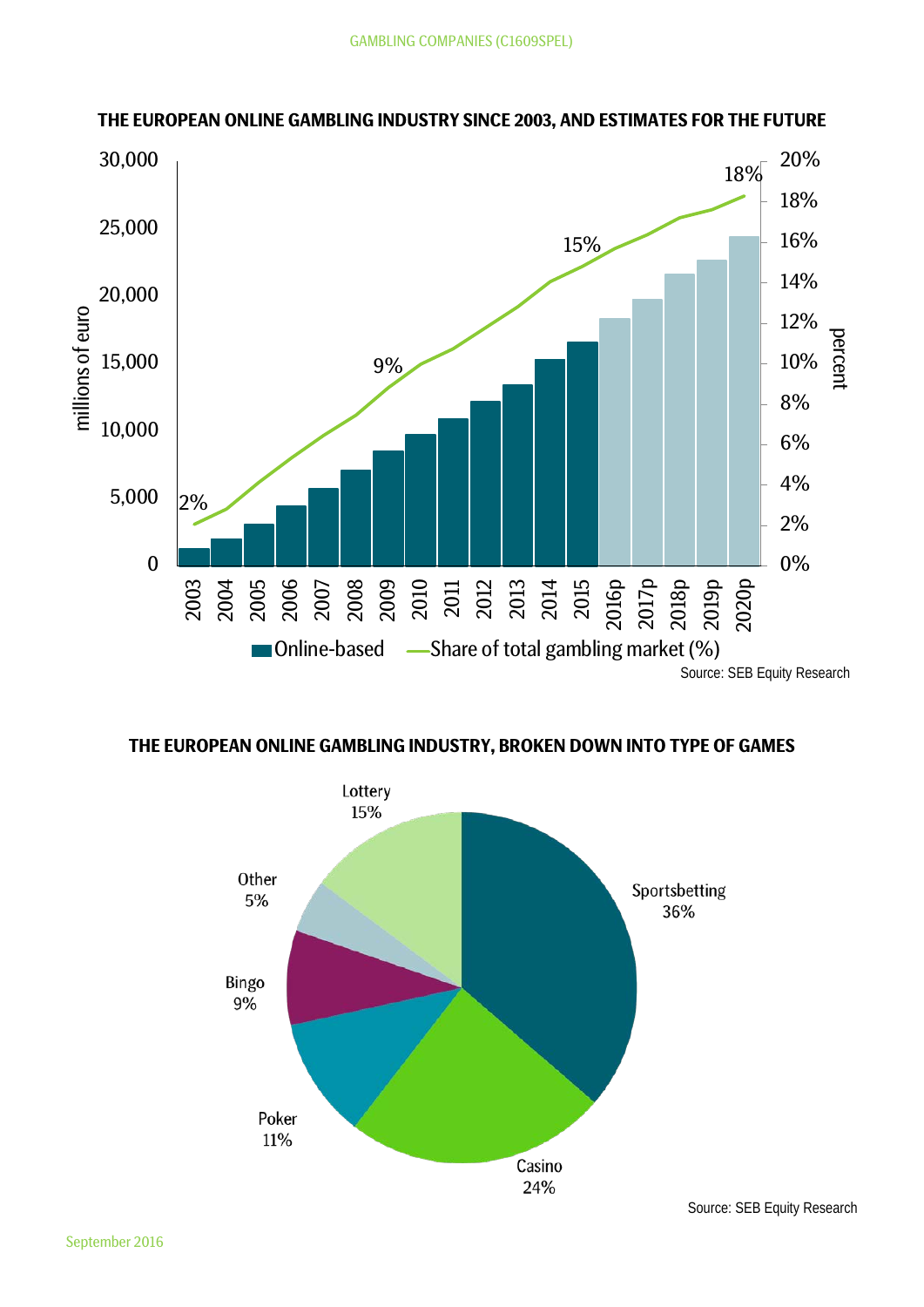## THE EUROPEAN ONLINE GAMBLING INDUSTRY SINCE 2003, AND ESTIMATES FOR THE FUTURE

Online-based — Share of total gambling market (%)

Source: SEB Equity Research

## THE EUROPEAN ONLINE GAMBLING INDUSTRY, BROKEN DOWN INTO TYPE OF GAMES

Sportsbetting 36%, Casino 24%, Lottery 15%, Poker 11%, Bingo 9%, Other 5%

Source: SEB Equity Research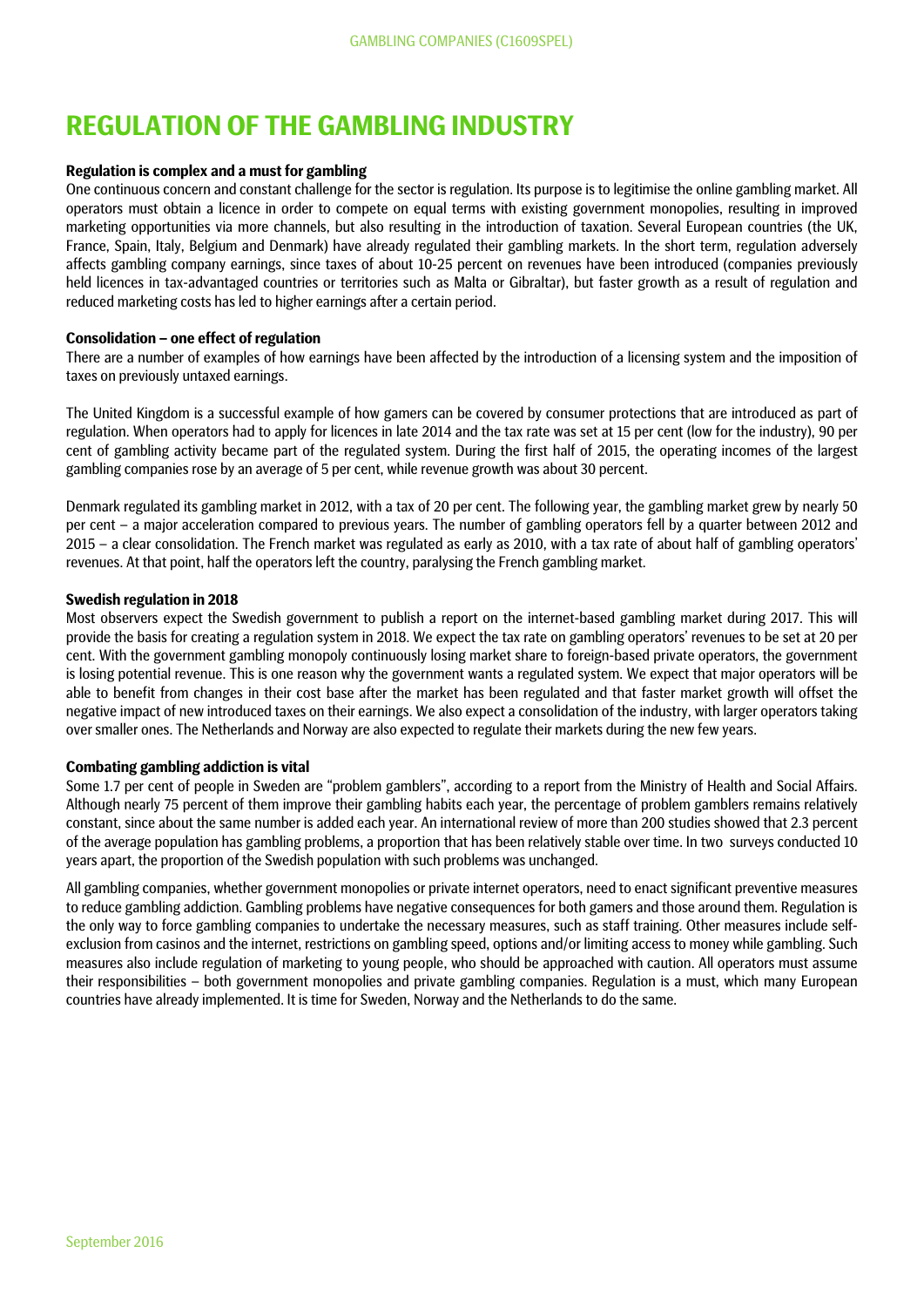# REGULATION OF THE GAMBLING INDUSTRY

**Regulation is complex and a must for gambling**

One continuous concern and constant challenge for the sector is regulation. Its purpose is to legitimise the online gambling market. All operators must obtain a licence in order to compete on equal terms with existing government monopolies, resulting in improved marketing opportunities via more channels, but also resulting in the introduction of taxation. Several European countries (the UK, France, Spain, Italy, Belgium and Denmark) have already regulated their gambling markets. In the short term, regulation adversely affects gambling company earnings, since taxes of about 10-25 percent on revenues have been introduced (companies previously held licences in tax-advantaged countries or territories such as Malta or Gibraltar), but faster growth as a result of regulation and reduced marketing costs has led to higher earnings after a certain period.

**Consolidation – one effect of regulation**

There are a number of examples of how earnings have been affected by the introduction of a licensing system and the imposition of taxes on previously untaxed earnings.

The United Kingdom is a successful example of how gamers can be covered by consumer protections that are introduced as part of regulation. When operators had to apply for licences in late 2014 and the tax rate was set at 15 per cent (low for the industry), 90 per cent of gambling activity became part of the regulated system. During the first half of 2015, the operating incomes of the largest gambling companies rose by an average of 5 per cent, while revenue growth was about 30 percent.

Denmark regulated its gambling market in 2012, with a tax of 20 per cent. The following year, the gambling market grew by nearly 50 per cent – a major acceleration compared to previous years. The number of gambling operators fell by a quarter between 2012 and 2015 – a clear consolidation. The French market was regulated as early as 2010, with a tax rate of about half of gambling operators' revenues. At that point, half the operators left the country, paralysing the French gambling market.

**Swedish regulation in 2018**

Most observers expect the Swedish government to publish a report on the internet-based gambling market during 2017. This will provide the basis for creating a regulation system in 2018. We expect the tax rate on gambling operators' revenues to be set at 20 per cent. With the government gambling monopoly continuously losing market share to foreign-based private operators, the government is losing potential revenue. This is one reason why the government wants a regulated system. We expect that major operators will be able to benefit from changes in their cost base after the market has been regulated and that faster market growth will offset the negative impact of new introduced taxes on their earnings. We also expect a consolidation of the industry, with larger operators taking over smaller ones. The Netherlands and Norway are also expected to regulate their markets during the new few years.

**Combating gambling addiction is vital**

Some 1.7 per cent of people in Sweden are "problem gamblers", according to a report from the Ministry of Health and Social Affairs. Although nearly 75 percent of them improve their gambling habits each year, the percentage of problem gamblers remains relatively constant, since about the same number is added each year. An international review of more than 200 studies showed that 2.3 percent of the average population has gambling problems, a proportion that has been relatively stable over time. In two surveys conducted 10 years apart, the proportion of the Swedish population with such problems was unchanged.

All gambling companies, whether government monopolies or private internet operators, need to enact significant preventive measures to reduce gambling addiction. Gambling problems have negative consequences for both gamers and those around them. Regulation is the only way to force gambling companies to undertake the necessary measures, such as staff training. Other measures include self-exclusion from casinos and the internet, restrictions on gambling speed, options and/or limiting access to money while gambling. Such measures also include regulation of marketing to young people, who should be approached with caution. All operators must assume their responsibilities – both government monopolies and private gambling companies. Regulation is a must, which many European countries have already implemented. It is time for Sweden, Norway and the Netherlands to do the same.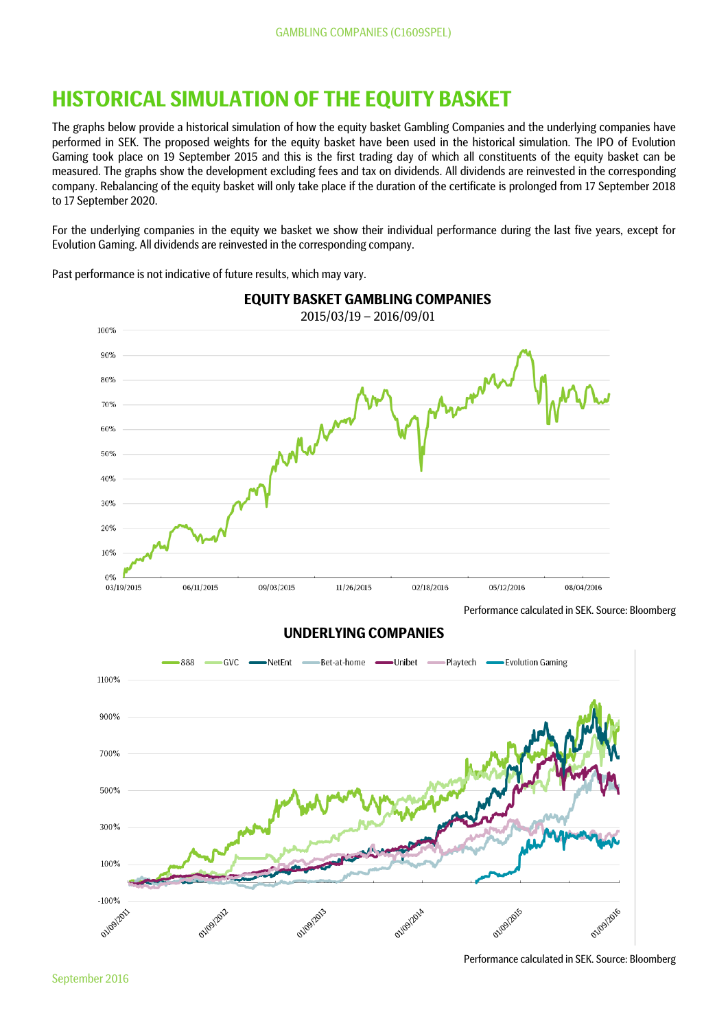# HISTORICAL SIMULATION OF THE EQUITY BASKET

The graphs below provide a historical simulation of how the equity basket Gambling Companies and the underlying companies have performed in SEK. The proposed weights for the equity basket have been used in the historical simulation. The IPO of Evolution Gaming took place on 19 September 2015 and this is the first trading day of which all constituents of the equity basket can be measured. The graphs show the development excluding fees and tax on dividends. All dividends are reinvested in the corresponding company. Rebalancing of the equity basket will only take place if the duration of the certificate is prolonged from 17 September 2018 to 17 September 2020.

For the underlying companies in the equity we basket we show their individual performance during the last five years, except for Evolution Gaming. All dividends are reinvested in the corresponding company.

Past performance is not indicative of future results, which may vary.

## EQUITY BASKET GAMBLING COMPANIES

2015/03/19 – 2016/09/01

Performance calculated in SEK. Source: Bloomberg

## UNDERLYING COMPANIES

Performance calculated in SEK. Source: Bloomberg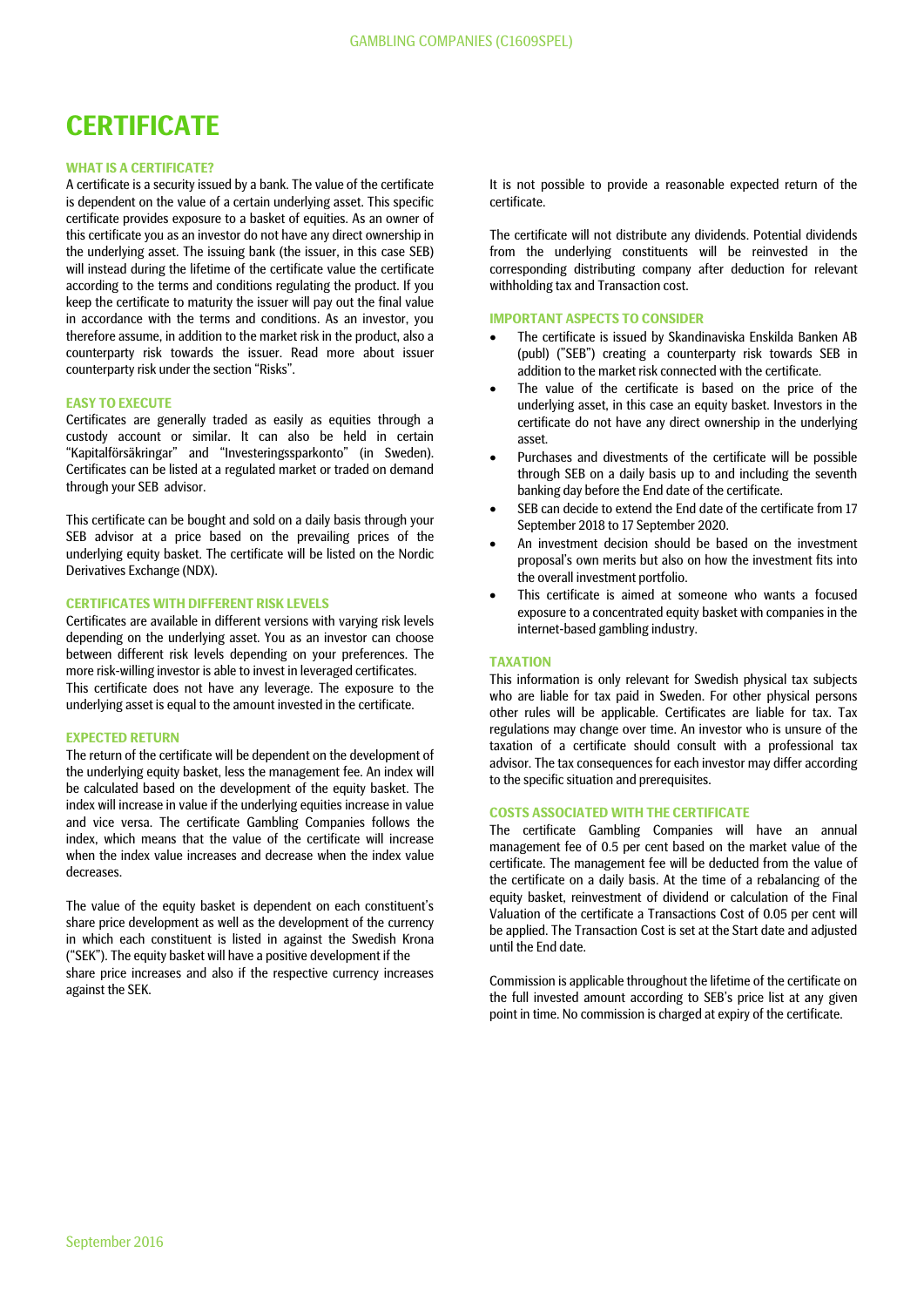# CERTIFICATE

### WHAT IS A CERTIFICATE?

A certificate is a security issued by a bank. The value of the certificate is dependent on the value of a certain underlying asset. This specific certificate provides exposure to a basket of equities. As an owner of this certificate you as an investor do not have any direct ownership in the underlying asset. The issuing bank (the issuer, in this case SEB) will instead during the lifetime of the certificate value the certificate according to the terms and conditions regulating the product. If you keep the certificate to maturity the issuer will pay out the final value in accordance with the terms and conditions. As an investor, you therefore assume, in addition to the market risk in the product, also a counterparty risk towards the issuer. Read more about issuer counterparty risk under the section "Risks".

### EASY TO EXECUTE

Certificates are generally traded as easily as equities through a custody account or similar. It can also be held in certain "Kapitalförsäkringar" and "Investeringssparkonto" (in Sweden). Certificates can be listed at a regulated market or traded on demand through your SEB advisor.

This certificate can be bought and sold on a daily basis through your SEB advisor at a price based on the prevailing prices of the underlying equity basket. The certificate will be listed on the Nordic Derivatives Exchange (NDX).

### CERTIFICATES WITH DIFFERENT RISK LEVELS

Certificates are available in different versions with varying risk levels depending on the underlying asset. You as an investor can choose between different risk levels depending on your preferences. The more risk-willing investor is able to invest in leveraged certificates.
This certificate does not have any leverage. The exposure to the underlying asset is equal to the amount invested in the certificate.

### EXPECTED RETURN

The return of the certificate will be dependent on the development of the underlying equity basket, less the management fee. An index will be calculated based on the development of the equity basket. The index will increase in value if the underlying equities increase in value and vice versa. The certificate Gambling Companies follows the index, which means that the value of the certificate will increase when the index value increases and decrease when the index value decreases.

The value of the equity basket is dependent on each constituent's share price development as well as the development of the currency in which each constituent is listed in against the Swedish Krona ("SEK"). The equity basket will have a positive development if the share price increases and also if the respective currency increases against the SEK.

It is not possible to provide a reasonable expected return of the certificate.

The certificate will not distribute any dividends. Potential dividends from the underlying constituents will be reinvested in the corresponding distributing company after deduction for relevant withholding tax and Transaction cost.

### IMPORTANT ASPECTS TO CONSIDER

- The certificate is issued by Skandinaviska Enskilda Banken AB (publ) ("SEB") creating a counterparty risk towards SEB in addition to the market risk connected with the certificate.
- The value of the certificate is based on the price of the underlying asset, in this case an equity basket. Investors in the certificate do not have any direct ownership in the underlying asset.
- Purchases and divestments of the certificate will be possible through SEB on a daily basis up to and including the seventh banking day before the End date of the certificate.
- SEB can decide to extend the End date of the certificate from 17 September 2018 to 17 September 2020.
- An investment decision should be based on the investment proposal's own merits but also on how the investment fits into the overall investment portfolio.
- This certificate is aimed at someone who wants a focused exposure to a concentrated equity basket with companies in the internet-based gambling industry.

### TAXATION

This information is only relevant for Swedish physical tax subjects who are liable for tax paid in Sweden. For other physical persons other rules will be applicable. Certificates are liable for tax. Tax regulations may change over time. An investor who is unsure of the taxation of a certificate should consult with a professional tax advisor. The tax consequences for each investor may differ according to the specific situation and prerequisites.

### COSTS ASSOCIATED WITH THE CERTIFICATE

The certificate Gambling Companies will have an annual management fee of 0.5 per cent based on the market value of the certificate. The management fee will be deducted from the value of the certificate on a daily basis. At the time of a rebalancing of the equity basket, reinvestment of dividend or calculation of the Final Valuation of the certificate a Transactions Cost of 0.05 per cent will be applied. The Transaction Cost is set at the Start date and adjusted until the End date.

Commission is applicable throughout the lifetime of the certificate on the full invested amount according to SEB's price list at any given point in time. No commission is charged at expiry of the certificate.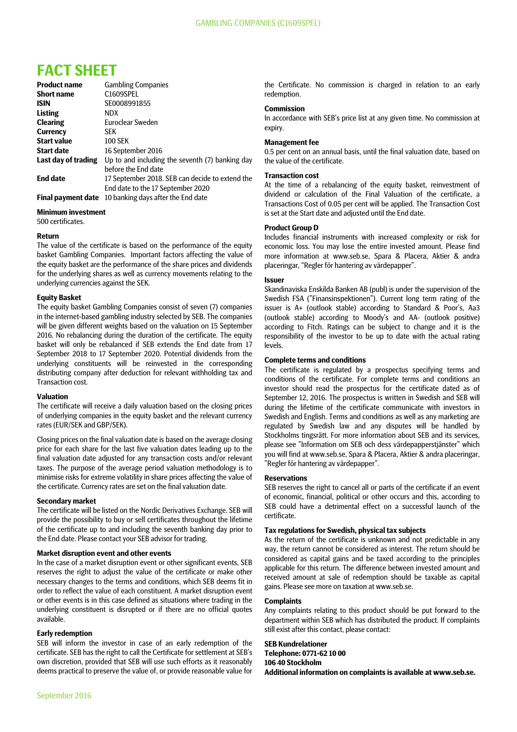# FACT SHEET

| | |
|---|---|
| **Product name** | Gambling Companies |
| **Short name** | C1609SPEL |
| **ISIN** | SE0008991855 |
| **Listing** | NDX |
| **Clearing** | Euroclear Sweden |
| **Currency** | SEK |
| **Start value** | 100 SEK |
| **Start date** | 16 September 2016 |
| **Last day of trading** | Up to and including the seventh (7) banking day before the End date |
| **End date** | 17 September 2018. SEB can decide to extend the End date to the 17 September 2020 |
| **Final payment date** | 10 banking days after the End date |

**Minimum investment**
500 certificates.

**Return**
The value of the certificate is based on the performance of the equity basket Gambling Companies. Important factors affecting the value of the equity basket are the performance of the share prices and dividends for the underlying shares as well as currency movements relating to the underlying currencies against the SEK.

**Equity Basket**
The equity basket Gambling Companies consist of seven (7) companies in the internet-based gambling industry selected by SEB. The companies will be given different weights based on the valuation on 15 September 2016. No rebalancing during the duration of the certificate. The equity basket will only be rebalanced if SEB extends the End date from 17 September 2018 to 17 September 2020. Potential dividends from the underlying constituents will be reinvested in the corresponding distributing company after deduction for relevant withholding tax and Transaction cost.

**Valuation**
The certificate will receive a daily valuation based on the closing prices of underlying companies in the equity basket and the relevant currency rates (EUR/SEK and GBP/SEK).

Closing prices on the final valuation date is based on the average closing price for each share for the last five valuation dates leading up to the final valuation date adjusted for any transaction costs and/or relevant taxes. The purpose of the average period valuation methodology is to minimise risks for extreme volatility in share prices affecting the value of the certificate. Currency rates are set on the final valuation date.

**Secondary market**
The certificate will be listed on the Nordic Derivatives Exchange. SEB will provide the possibility to buy or sell certificates throughout the lifetime of the certificate up to and including the seventh banking day prior to the End date. Please contact your SEB advisor for trading.

**Market disruption event and other events**
In the case of a market disruption event or other significant events, SEB reserves the right to adjust the value of the certificate or make other necessary changes to the terms and conditions, which SEB deems fit in order to reflect the value of each constituent. A market disruption event or other events is in this case defined as situations where trading in the underlying constituent is disrupted or if there are no official quotes available.

**Early redemption**
SEB will inform the investor in case of an early redemption of the certificate. SEB has the right to call the Certificate for settlement at SEB's own discretion, provided that SEB will use such efforts as it reasonably deems practical to preserve the value of, or provide reasonable value for the Certificate. No commission is charged in relation to an early redemption.

**Commission**
In accordance with SEB's price list at any given time. No commission at expiry.

**Management fee**
0.5 per cent on an annual basis, until the final valuation date, based on the value of the certificate.

**Transaction cost**
At the time of a rebalancing of the equity basket, reinvestment of dividend or calculation of the Final Valuation of the certificate, a Transactions Cost of 0.05 per cent will be applied. The Transaction Cost is set at the Start date and adjusted until the End date.

**Product Group D**
Includes financial instruments with increased complexity or risk for economic loss. You may lose the entire invested amount. Please find more information at www.seb.se, Spara & Placera, Aktier & andra placeringar, "Regler för hantering av värdepapper".

**Issuer**
Skandinaviska Enskilda Banken AB (publ) is under the supervision of the Swedish FSA ("Finansinspektionen"). Current long term rating of the issuer is A+ (outlook stable) according to Standard & Poor's, Aa3 (outlook stable) according to Moody's and AA- (outlook positive) according to Fitch. Ratings can be subject to change and it is the responsibility of the investor to be up to date with the actual rating levels.

**Complete terms and conditions**
The certificate is regulated by a prospectus specifying terms and conditions of the certificate. For complete terms and conditions an investor should read the prospectus for the certificate dated as of September 12, 2016. The prospectus is written in Swedish and SEB will during the lifetime of the certificate communicate with investors in Swedish and English. Terms and conditions as well as any marketing are regulated by Swedish law and any disputes will be handled by Stockholms tingsrätt. For more information about SEB and its services, please see "Information om SEB och dess värdepapperstjänster" which you will find at www.seb.se, Spara & Placera, Aktier & andra placeringar, "Regler för hantering av värdepapper".

**Reservations**
SEB reserves the right to cancel all or parts of the certificate if an event of economic, financial, political or other occurs and this, according to SEB could have a detrimental effect on a successful launch of the certificate.

**Tax regulations for Swedish, physical tax subjects**
As the return of the certificate is unknown and not predictable in any way, the return cannot be considered as interest. The return should be considered as capital gains and be taxed according to the principles applicable for this return. The difference between invested amount and received amount at sale of redemption should be taxable as capital gains. Please see more on taxation at www.seb.se.

**Complaints**
Any complaints relating to this product should be put forward to the department within SEB which has distributed the product. If complaints still exist after this contact, please contact:

**SEB Kundrelationer**
**Telephone: 0771-62 10 00**
**106 40 Stockholm**
**Additional information on complaints is available at www.seb.se.**

September 2016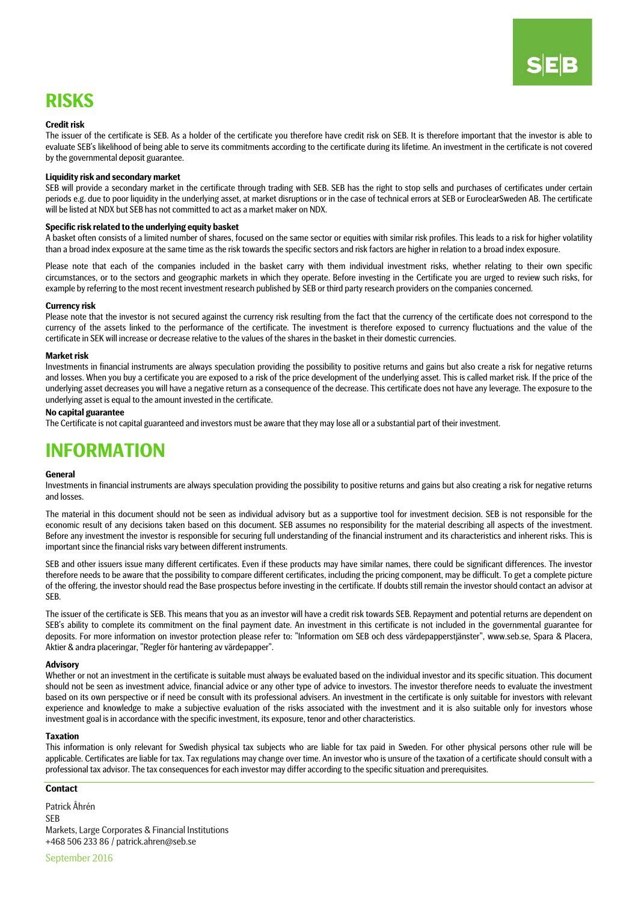# RISKS

**Credit risk**

The issuer of the certificate is SEB. As a holder of the certificate you therefore have credit risk on SEB. It is therefore important that the investor is able to evaluate SEB's likelihood of being able to serve its commitments according to the certificate during its lifetime. An investment in the certificate is not covered by the governmental deposit guarantee.

**Liquidity risk and secondary market**

SEB will provide a secondary market in the certificate through trading with SEB. SEB has the right to stop sells and purchases of certificates under certain periods e.g. due to poor liquidity in the underlying asset, at market disruptions or in the case of technical errors at SEB or EuroclearSweden AB. The certificate will be listed at NDX but SEB has not committed to act as a market maker on NDX.

**Specific risk related to the underlying equity basket**

A basket often consists of a limited number of shares, focused on the same sector or equities with similar risk profiles. This leads to a risk for higher volatility than a broad index exposure at the same time as the risk towards the specific sectors and risk factors are higher in relation to a broad index exposure.

Please note that each of the companies included in the basket carry with them individual investment risks, whether relating to their own specific circumstances, or to the sectors and geographic markets in which they operate. Before investing in the Certificate you are urged to review such risks, for example by referring to the most recent investment research published by SEB or third party research providers on the companies concerned.

**Currency risk**

Please note that the investor is not secured against the currency risk resulting from the fact that the currency of the certificate does not correspond to the currency of the assets linked to the performance of the certificate. The investment is therefore exposed to currency fluctuations and the value of the certificate in SEK will increase or decrease relative to the values of the shares in the basket in their domestic currencies.

**Market risk**

Investments in financial instruments are always speculation providing the possibility to positive returns and gains but also create a risk for negative returns and losses. When you buy a certificate you are exposed to a risk of the price development of the underlying asset. This is called market risk. If the price of the underlying asset decreases you will have a negative return as a consequence of the decrease. This certificate does not have any leverage. The exposure to the underlying asset is equal to the amount invested in the certificate.

**No capital guarantee**

The Certificate is not capital guaranteed and investors must be aware that they may lose all or a substantial part of their investment.

# INFORMATION

**General**

Investments in financial instruments are always speculation providing the possibility to positive returns and gains but also creating a risk for negative returns and losses.

The material in this document should not be seen as individual advisory but as a supportive tool for investment decision. SEB is not responsible for the economic result of any decisions taken based on this document. SEB assumes no responsibility for the material describing all aspects of the investment. Before any investment the investor is responsible for securing full understanding of the financial instrument and its characteristics and inherent risks. This is important since the financial risks vary between different instruments.

SEB and other issuers issue many different certificates. Even if these products may have similar names, there could be significant differences. The investor therefore needs to be aware that the possibility to compare different certificates, including the pricing component, may be difficult. To get a complete picture of the offering, the investor should read the Base prospectus before investing in the certificate. If doubts still remain the investor should contact an advisor at SEB.

The issuer of the certificate is SEB. This means that you as an investor will have a credit risk towards SEB. Repayment and potential returns are dependent on SEB's ability to complete its commitment on the final payment date. An investment in this certificate is not included in the governmental guarantee for deposits. For more information on investor protection please refer to: "Information om SEB och dess värdepapperstjänster", www.seb.se, Spara & Placera, Aktier & andra placeringar, "Regler för hantering av värdepapper".

**Advisory**

Whether or not an investment in the certificate is suitable must always be evaluated based on the individual investor and its specific situation. This document should not be seen as investment advice, financial advice or any other type of advice to investors. The investor therefore needs to evaluate the investment based on its own perspective or if need be consult with its professional advisers. An investment in the certificate is only suitable for investors with relevant experience and knowledge to make a subjective evaluation of the risks associated with the investment and it is also suitable only for investors whose investment goal is in accordance with the specific investment, its exposure, tenor and other characteristics.

**Taxation**

This information is only relevant for Swedish physical tax subjects who are liable for tax paid in Sweden. For other physical persons other rule will be applicable. Certificates are liable for tax. Tax regulations may change over time. An investor who is unsure of the taxation of a certificate should consult with a professional tax advisor. The tax consequences for each investor may differ according to the specific situation and prerequisites.

**Contact**

Patrick Åhrén  
SEB  
Markets, Large Corporates & Financial Institutions  
+468 506 233 86 / patrick.ahren@seb.se

September 2016